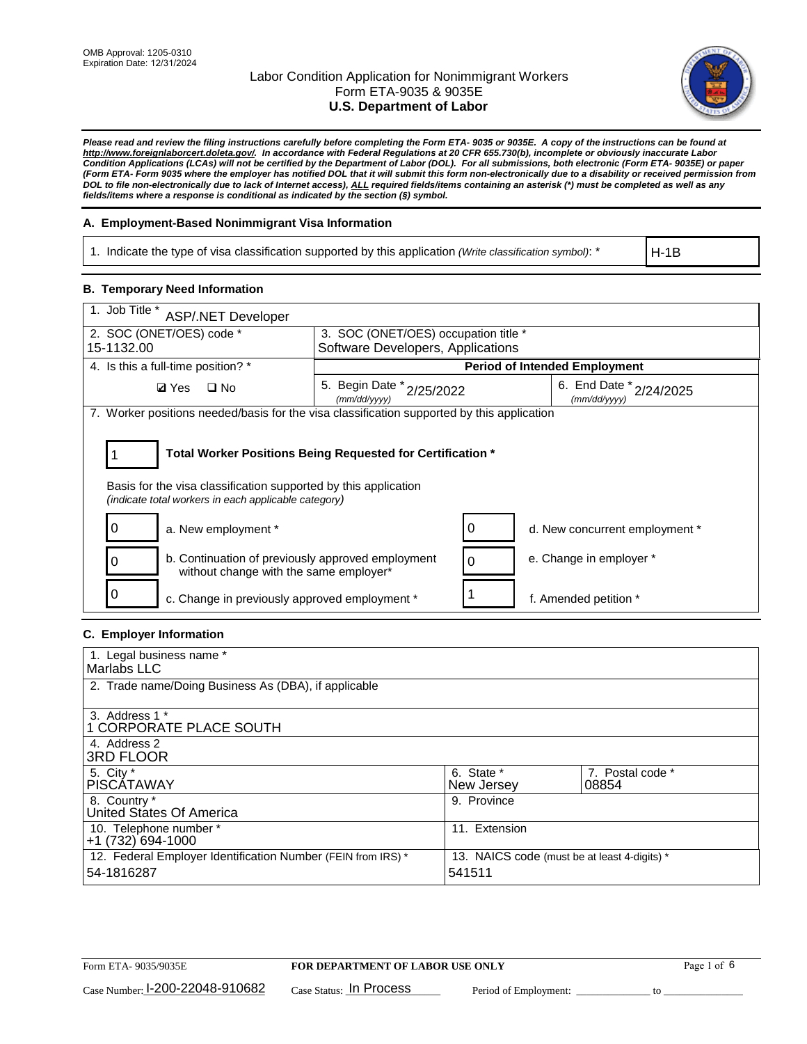OMB Approval: 1205-0310
Expiration Date: 12/31/2024

# Labor Condition Application for Nonimmigrant Workers
## Form ETA-9035 & 9035E
## U.S. Department of Labor

***Please read and review the filing instructions carefully before completing the Form ETA- 9035 or 9035E. A copy of the instructions can be found at http://www.foreignlaborcert.doleta.gov/. In accordance with Federal Regulations at 20 CFR 655.730(b), incomplete or obviously inaccurate Labor Condition Applications (LCAs) will not be certified by the Department of Labor (DOL). For all submissions, both electronic (Form ETA- 9035E) or paper (Form ETA- Form 9035 where the employer has notified DOL that it will submit this form non-electronically due to a disability or received permission from DOL to file non-electronically due to lack of Internet access), ALL required fields/items containing an asterisk (*) must be completed as well as any fields/items where a response is conditional as indicated by the section (§) symbol.***

### A. Employment-Based Nonimmigrant Visa Information

| 1. Indicate the type of visa classification supported by this application *(Write classification symbol)*: * | H-1B |
|---|---|

### B. Temporary Need Information

| 1. Job Title * ASP/.NET Developer | | |
|---|---|---|
| 2. SOC (ONET/OES) code * 15-1132.00 | 3. SOC (ONET/OES) occupation title * Software Developers, Applications | |
| 4. Is this a full-time position? * | Period of Intended Employment | |
| ☑ Yes ☐ No | 5. Begin Date * (mm/dd/yyyy) 2/25/2022 | 6. End Date * (mm/dd/yyyy) 2/24/2025 |

7. Worker positions needed/basis for the visa classification supported by this application

**1** — **Total Worker Positions Being Requested for Certification \***

Basis for the visa classification supported by this application
*(indicate total workers in each applicable category)*

| | | | |
|---|---|---|---|
| 0 | a. New employment * | 0 | d. New concurrent employment * |
| 0 | b. Continuation of previously approved employment without change with the same employer* | 0 | e. Change in employer * |
| 0 | c. Change in previously approved employment * | 1 | f. Amended petition * |

### C. Employer Information

| | | |
|---|---|---|
| 1. Legal business name * Marlabs LLC | | |
| 2. Trade name/Doing Business As (DBA), if applicable | | |
| 3. Address 1 * 1 CORPORATE PLACE SOUTH | | |
| 4. Address 2 3RD FLOOR | | |
| 5. City * PISCATAWAY | 6. State * New Jersey | 7. Postal code * 08854 |
| 8. Country * United States Of America | 9. Province | |
| 10. Telephone number * +1 (732) 694-1000 | 11. Extension | |
| 12. Federal Employer Identification Number (FEIN from IRS) * 54-1816287 | 13. NAICS code (must be at least 4-digits) * 541511 | |

Form ETA- 9035/9035E — FOR DEPARTMENT OF LABOR USE ONLY

Case Number: I-200-22048-910682 Case Status: In Process Period of Employment: ______________ to ______________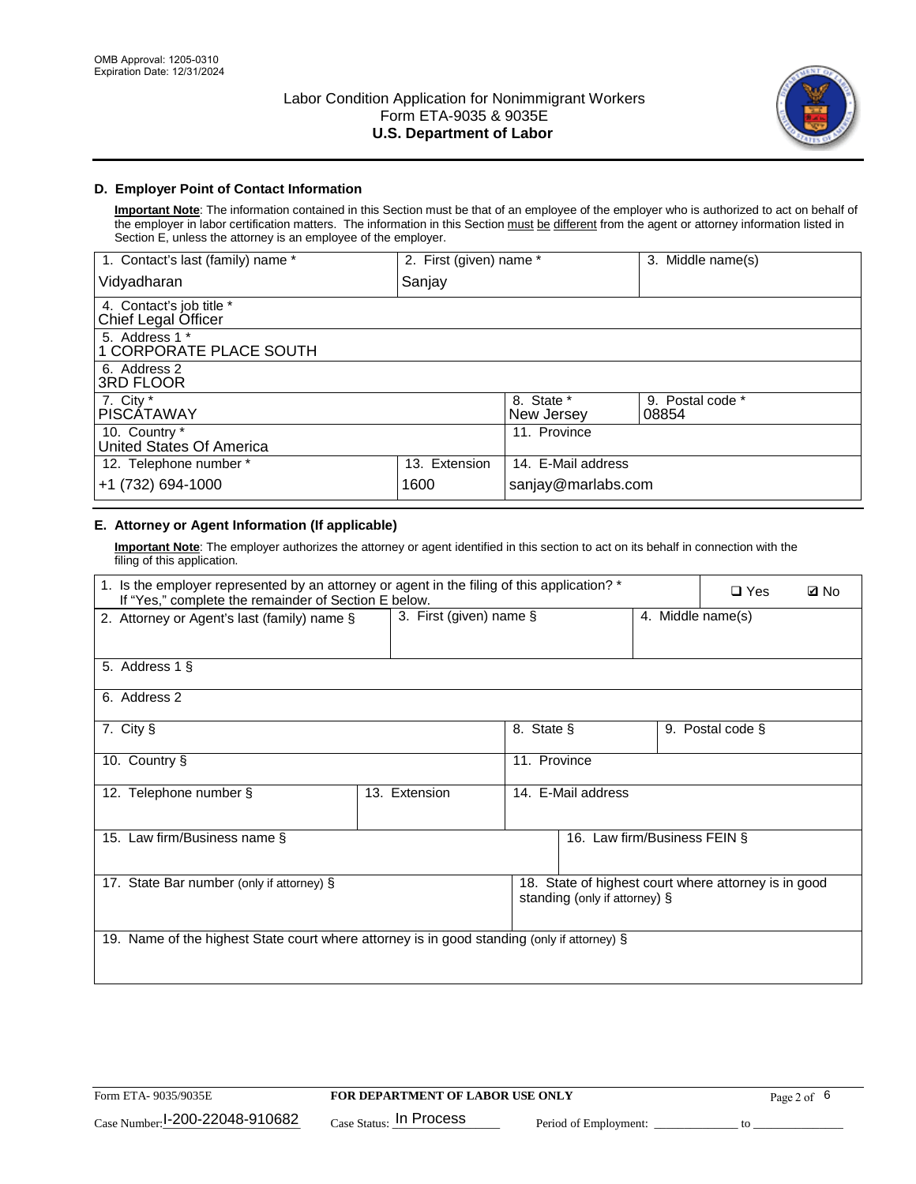OMB Approval: 1205-0310
Expiration Date: 12/31/2024

# Labor Condition Application for Nonimmigrant Workers
Form ETA-9035 & 9035E
**U.S. Department of Labor**

## D. Employer Point of Contact Information

**Important Note**: The information contained in this Section must be that of an employee of the employer who is authorized to act on behalf of the employer in labor certification matters. The information in this Section must be different from the agent or attorney information listed in Section E, unless the attorney is an employee of the employer.

| 1. Contact's last (family) name * | 2. First (given) name * | 3. Middle name(s) |
|---|---|---|
| Vidyadharan | Sanjay | |

| 4. Contact's job title * |
|---|
| Chief Legal Officer |

| 5. Address 1 * |
|---|
| 1 CORPORATE PLACE SOUTH |

| 6. Address 2 |
|---|
| 3RD FLOOR |

| 7. City * | 8. State * | 9. Postal code * |
|---|---|---|
| PISCATAWAY | New Jersey | 08854 |

| 10. Country * | 11. Province |
|---|---|
| United States Of America | |

| 12. Telephone number * | 13. Extension | 14. E-Mail address |
|---|---|---|
| +1 (732) 694-1000 | 1600 | sanjay@marlabs.com |

## E. Attorney or Agent Information (If applicable)

**Important Note**: The employer authorizes the attorney or agent identified in this section to act on its behalf in connection with the filing of this application.

1. Is the employer represented by an attorney or agent in the filing of this application? * If "Yes," complete the remainder of Section E below. ☐ Yes ☑ No

| 2. Attorney or Agent's last (family) name § | 3. First (given) name § | 4. Middle name(s) |
|---|---|---|
| | | |

| 5. Address 1 § |
|---|
| |

| 6. Address 2 |
|---|
| |

| 7. City § | 8. State § | 9. Postal code § |
|---|---|---|
| | | |

| 10. Country § | 11. Province |
|---|---|
| | |

| 12. Telephone number § | 13. Extension | 14. E-Mail address |
|---|---|---|
| | | |

| 15. Law firm/Business name § | 16. Law firm/Business FEIN § |
|---|---|
| | |

| 17. State Bar number (only if attorney) § | 18. State of highest court where attorney is in good standing (only if attorney) § |
|---|---|
| | |

| 19. Name of the highest State court where attorney is in good standing (only if attorney) § |
|---|
| |

Form ETA- 9035/9035E | **FOR DEPARTMENT OF LABOR USE ONLY**

Case Number: I-200-22048-910682 Case Status: In Process Period of Employment: _____________ to _______________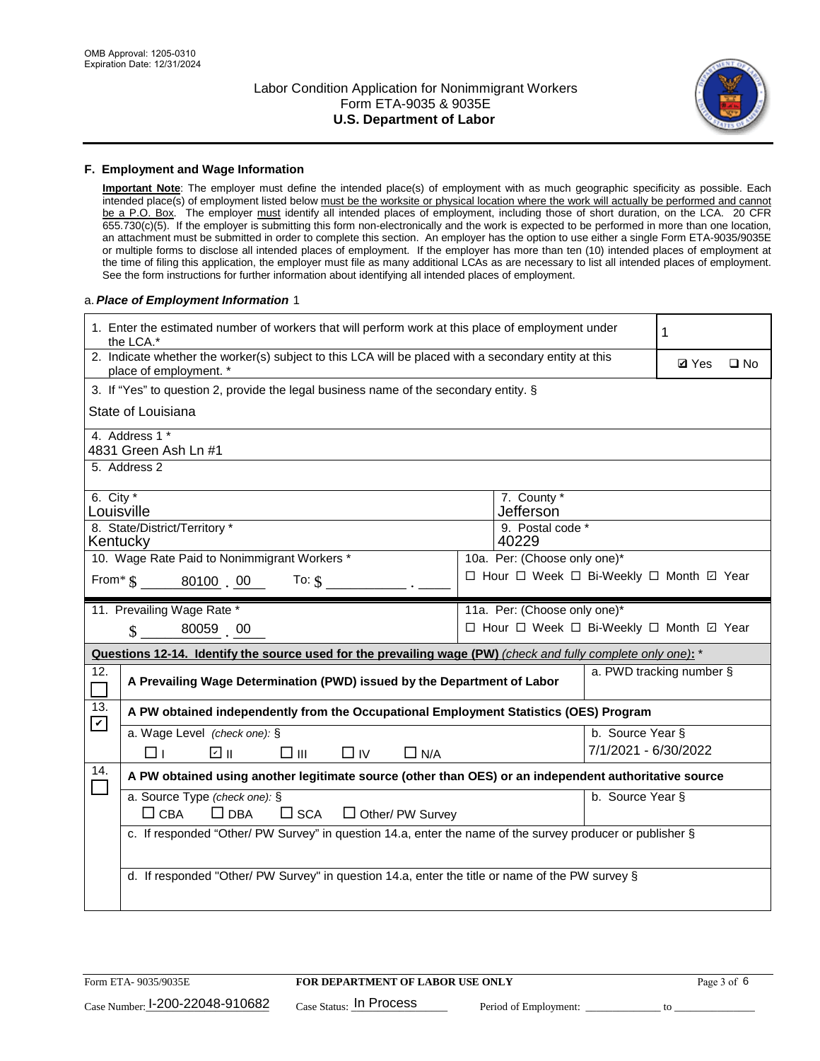OMB Approval: 1205-0310
Expiration Date: 12/31/2024

# Labor Condition Application for Nonimmigrant Workers
# Form ETA-9035 & 9035E
# U.S. Department of Labor

## F. Employment and Wage Information

**Important Note**: The employer must define the intended place(s) of employment with as much geographic specificity as possible. Each intended place(s) of employment listed below must be the worksite or physical location where the work will actually be performed and cannot be a P.O. Box. The employer must identify all intended places of employment, including those of short duration, on the LCA. 20 CFR 655.730(c)(5). If the employer is submitting this form non-electronically and the work is expected to be performed in more than one location, an attachment must be submitted in order to complete this section. An employer has the option to use either a single Form ETA-9035/9035E or multiple forms to disclose all intended places of employment. If the employer has more than ten (10) intended places of employment at the time of filing this application, the employer must file as many additional LCAs as are necessary to list all intended places of employment. See the form instructions for further information about identifying all intended places of employment.

a. ***Place of Employment Information*** 1

1. Enter the estimated number of workers that will perform work at this place of employment under the LCA.* **1**

2. Indicate whether the worker(s) subject to this LCA will be placed with a secondary entity at this place of employment. * ☑ Yes ☐ No

3. If "Yes" to question 2, provide the legal business name of the secondary entity. §
State of Louisiana

4. Address 1 *
4831 Green Ash Ln #1

5. Address 2

6. City *
Louisville

7. County *
Jefferson

8. State/District/Territory *
Kentucky

9. Postal code *
40229

10. Wage Rate Paid to Nonimmigrant Workers *
From* $ 80100 . 00 To: $ ________ . ____

10a. Per: (Choose only one)*
☐ Hour ☐ Week ☐ Bi-Weekly ☐ Month ☑ Year

11. Prevailing Wage Rate *
$ 80059 . 00

11a. Per: (Choose only one)*
☐ Hour ☐ Week ☐ Bi-Weekly ☐ Month ☑ Year

**Questions 12-14. Identify the source used for the prevailing wage (PW)** *(check and fully complete only one)*: *

12. ☐ **A Prevailing Wage Determination (PWD) issued by the Department of Labor**
a. PWD tracking number §

13. ☑ **A PW obtained independently from the Occupational Employment Statistics (OES) Program**
a. Wage Level *(check one)*: § ☐ I ☑ II ☐ III ☐ IV ☐ N/A
b. Source Year § 7/1/2021 - 6/30/2022

14. ☐ **A PW obtained using another legitimate source (other than OES) or an independent authoritative source**
a. Source Type *(check one)*: § ☐ CBA ☐ DBA ☐ SCA ☐ Other/ PW Survey
b. Source Year §
c. If responded "Other/ PW Survey" in question 14.a, enter the name of the survey producer or publisher §
d. If responded "Other/ PW Survey" in question 14.a, enter the title or name of the PW survey §

Form ETA- 9035/9035E | FOR DEPARTMENT OF LABOR USE ONLY

Case Number: I-200-22048-910682 Case Status: In Process Period of Employment: ____________ to ____________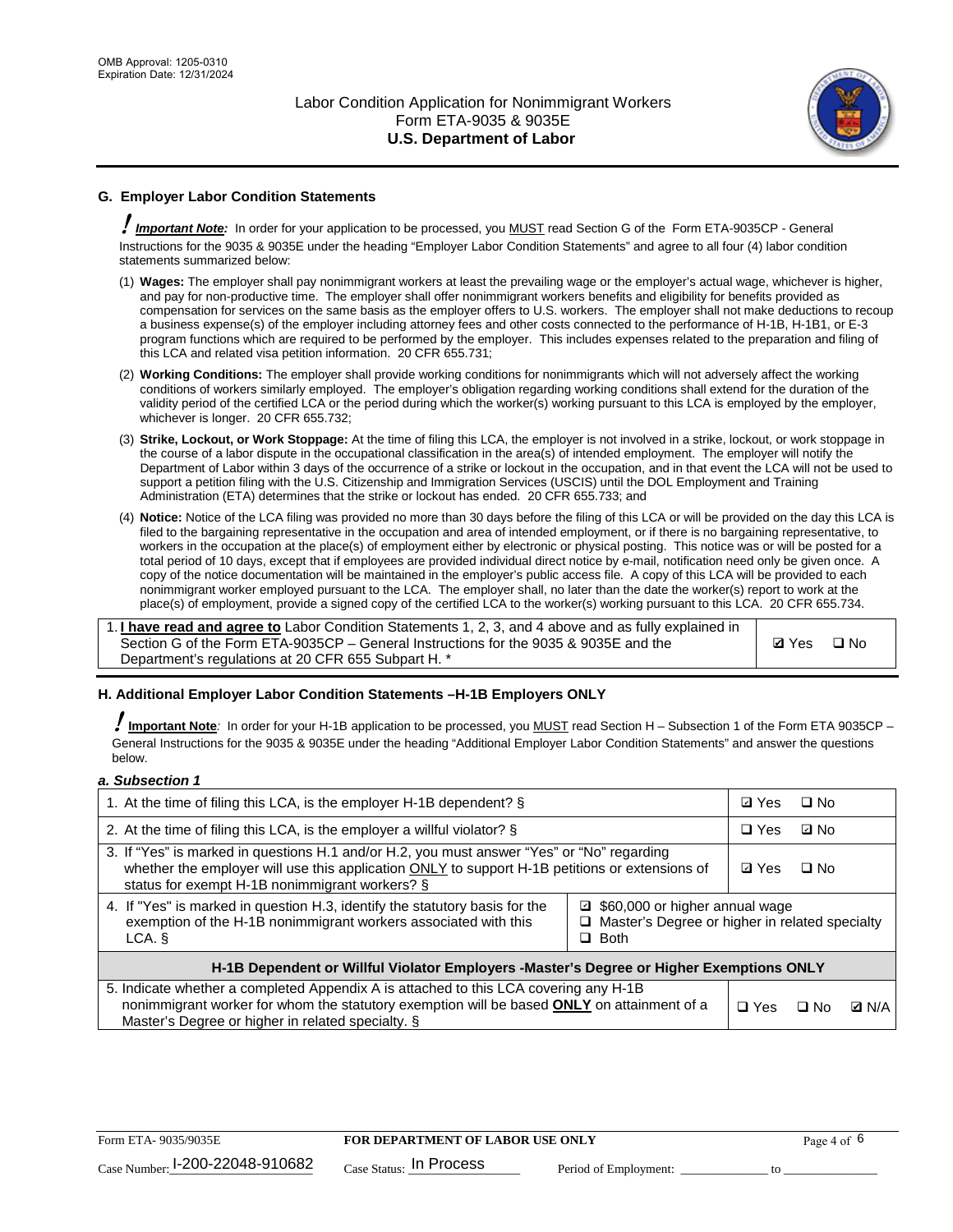## G. Employer Labor Condition Statements

! ***Important Note:*** In order for your application to be processed, you MUST read Section G of the Form ETA-9035CP - General Instructions for the 9035 & 9035E under the heading "Employer Labor Condition Statements" and agree to all four (4) labor condition statements summarized below:

(1) **Wages:** The employer shall pay nonimmigrant workers at least the prevailing wage or the employer's actual wage, whichever is higher, and pay for non-productive time. The employer shall offer nonimmigrant workers benefits and eligibility for benefits provided as compensation for services on the same basis as the employer offers to U.S. workers. The employer shall not make deductions to recoup a business expense(s) of the employer including attorney fees and other costs connected to the performance of H-1B, H-1B1, or E-3 program functions which are required to be performed by the employer. This includes expenses related to the preparation and filing of this LCA and related visa petition information. 20 CFR 655.731;

(2) **Working Conditions:** The employer shall provide working conditions for nonimmigrants which will not adversely affect the working conditions of workers similarly employed. The employer's obligation regarding working conditions shall extend for the duration of the validity period of the certified LCA or the period during which the worker(s) working pursuant to this LCA is employed by the employer, whichever is longer. 20 CFR 655.732;

(3) **Strike, Lockout, or Work Stoppage:** At the time of filing this LCA, the employer is not involved in a strike, lockout, or work stoppage in the course of a labor dispute in the occupational classification in the area(s) of intended employment. The employer will notify the Department of Labor within 3 days of the occurrence of a strike or lockout in the occupation, and in that event the LCA will not be used to support a petition filing with the U.S. Citizenship and Immigration Services (USCIS) until the DOL Employment and Training Administration (ETA) determines that the strike or lockout has ended. 20 CFR 655.733; and

(4) **Notice:** Notice of the LCA filing was provided no more than 30 days before the filing of this LCA or will be provided on the day this LCA is filed to the bargaining representative in the occupation and area of intended employment, or if there is no bargaining representative, to workers in the occupation at the place(s) of employment either by electronic or physical posting. This notice was or will be posted for a total period of 10 days, except that if employees are provided individual direct notice by e-mail, notification need only be given once. A copy of the notice documentation will be maintained in the employer's public access file. A copy of this LCA will be provided to each nonimmigrant worker employed pursuant to the LCA. The employer shall, no later than the date the worker(s) report to work at the place(s) of employment, provide a signed copy of the certified LCA to the worker(s) working pursuant to this LCA. 20 CFR 655.734.

| | |
|---|---|
| 1. **I have read and agree to** Labor Condition Statements 1, 2, 3, and 4 above and as fully explained in Section G of the Form ETA-9035CP – General Instructions for the 9035 & 9035E and the Department's regulations at 20 CFR 655 Subpart H. * | ☑ Yes ☐ No |

## H. Additional Employer Labor Condition Statements –H-1B Employers ONLY

! **Important Note**: In order for your H-1B application to be processed, you MUST read Section H – Subsection 1 of the Form ETA 9035CP – General Instructions for the 9035 & 9035E under the heading "Additional Employer Labor Condition Statements" and answer the questions below.

***a. Subsection 1***

| | |
|---|---|
| 1. At the time of filing this LCA, is the employer H-1B dependent? § | ☑ Yes ☐ No |
| 2. At the time of filing this LCA, is the employer a willful violator? § | ☐ Yes ☑ No |
| 3. If "Yes" is marked in questions H.1 and/or H.2, you must answer "Yes" or "No" regarding whether the employer will use this application ONLY to support H-1B petitions or extensions of status for exempt H-1B nonimmigrant workers? § | ☑ Yes ☐ No |
| 4. If "Yes" is marked in question H.3, identify the statutory basis for the exemption of the H-1B nonimmigrant workers associated with this LCA. § | ☑ $60,000 or higher annual wage<br>☐ Master's Degree or higher in related specialty<br>☐ Both |
| **H-1B Dependent or Willful Violator Employers -Master's Degree or Higher Exemptions ONLY** | |
| 5. Indicate whether a completed Appendix A is attached to this LCA covering any H-1B nonimmigrant worker for whom the statutory exemption will be based **ONLY** on attainment of a Master's Degree or higher in related specialty. § | ☐ Yes ☐ No ☑ N/A |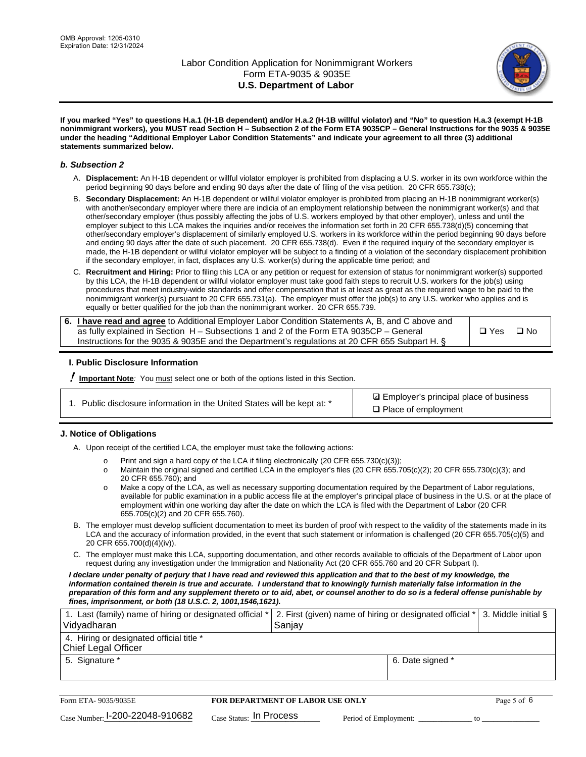OMB Approval: 1205-0310
Expiration Date: 12/31/2024

# Labor Condition Application for Nonimmigrant Workers
## Form ETA-9035 & 9035E
## U.S. Department of Labor

**If you marked "Yes" to questions H.a.1 (H-1B dependent) and/or H.a.2 (H-1B willful violator) and "No" to question H.a.3 (exempt H-1B nonimmigrant workers), you MUST read Section H – Subsection 2 of the Form ETA 9035CP – General Instructions for the 9035 & 9035E under the heading "Additional Employer Labor Condition Statements" and indicate your agreement to all three (3) additional statements summarized below.**

### *b. Subsection 2*

A. **Displacement:** An H-1B dependent or willful violator employer is prohibited from displacing a U.S. worker in its own workforce within the period beginning 90 days before and ending 90 days after the date of filing of the visa petition. 20 CFR 655.738(c);

B. **Secondary Displacement:** An H-1B dependent or willful violator employer is prohibited from placing an H-1B nonimmigrant worker(s) with another/secondary employer where there are indicia of an employment relationship between the nonimmigrant worker(s) and that other/secondary employer (thus possibly affecting the jobs of U.S. workers employed by that other employer), unless and until the employer subject to this LCA makes the inquiries and/or receives the information set forth in 20 CFR 655.738(d)(5) concerning that other/secondary employer's displacement of similarly employed U.S. workers in its workforce within the period beginning 90 days before and ending 90 days after the date of such placement. 20 CFR 655.738(d). Even if the required inquiry of the secondary employer is made, the H-1B dependent or willful violator employer will be subject to a finding of a violation of the secondary displacement prohibition if the secondary employer, in fact, displaces any U.S. worker(s) during the applicable time period; and

C. **Recruitment and Hiring:** Prior to filing this LCA or any petition or request for extension of status for nonimmigrant worker(s) supported by this LCA, the H-1B dependent or willful violator employer must take good faith steps to recruit U.S. workers for the job(s) using procedures that meet industry-wide standards and offer compensation that is at least as great as the required wage to be paid to the nonimmigrant worker(s) pursuant to 20 CFR 655.731(a). The employer must offer the job(s) to any U.S. worker who applies and is equally or better qualified for the job than the nonimmigrant worker. 20 CFR 655.739.

| 6. **I have read and agree** to Additional Employer Labor Condition Statements A, B, and C above and as fully explained in Section H – Subsections 1 and 2 of the Form ETA 9035CP – General Instructions for the 9035 & 9035E and the Department's regulations at 20 CFR 655 Subpart H. § | ❑ Yes ❑ No |
|---|---|

### I. Public Disclosure Information

**! Important Note**: You must select one or both of the options listed in this Section.

| 1. Public disclosure information in the United States will be kept at: * | ☑ Employer's principal place of business<br>❑ Place of employment |
|---|---|

### J. Notice of Obligations

A. Upon receipt of the certified LCA, the employer must take the following actions:

- o Print and sign a hard copy of the LCA if filing electronically (20 CFR 655.730(c)(3));
- o Maintain the original signed and certified LCA in the employer's files (20 CFR 655.705(c)(2); 20 CFR 655.730(c)(3); and 20 CFR 655.760); and
- o Make a copy of the LCA, as well as necessary supporting documentation required by the Department of Labor regulations, available for public examination in a public access file at the employer's principal place of business in the U.S. or at the place of employment within one working day after the date on which the LCA is filed with the Department of Labor (20 CFR 655.705(c)(2) and 20 CFR 655.760).

B. The employer must develop sufficient documentation to meet its burden of proof with respect to the validity of the statements made in its LCA and the accuracy of information provided, in the event that such statement or information is challenged (20 CFR 655.705(c)(5) and 20 CFR 655.700(d)(4)(iv)).

C. The employer must make this LCA, supporting documentation, and other records available to officials of the Department of Labor upon request during any investigation under the Immigration and Nationality Act (20 CFR 655.760 and 20 CFR Subpart I).

***I declare under penalty of perjury that I have read and reviewed this application and that to the best of my knowledge, the information contained therein is true and accurate. I understand that to knowingly furnish materially false information in the preparation of this form and any supplement thereto or to aid, abet, or counsel another to do so is a federal offense punishable by fines, imprisonment, or both (18 U.S.C. 2, 1001,1546,1621).***

| 1. Last (family) name of hiring or designated official *<br>Vidyadharan | 2. First (given) name of hiring or designated official *<br>Sanjay | 3. Middle initial § |
|---|---|---|
| 4. Hiring or designated official title *<br>Chief Legal Officer | | |
| 5. Signature * | 6. Date signed * | |

Form ETA- 9035/9035E | **FOR DEPARTMENT OF LABOR USE ONLY**

Case Number: I-200-22048-910682 Case Status: In Process Period of Employment: _____________ to _____________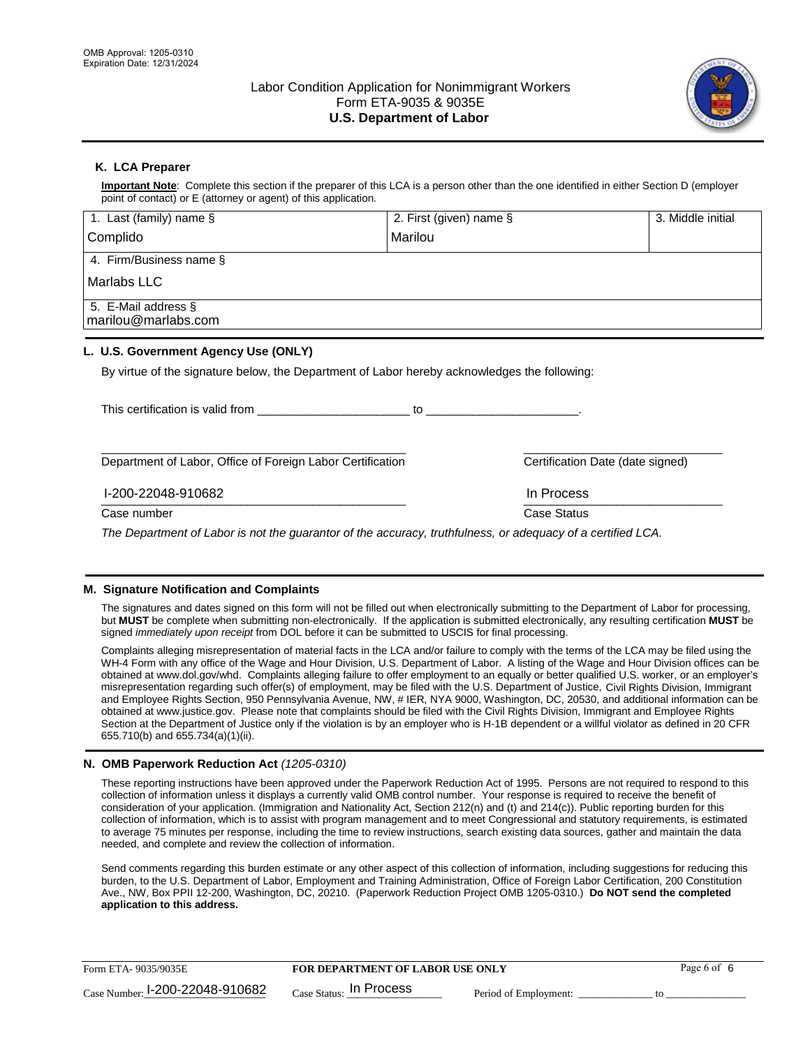OMB Approval: 1205-0310
Expiration Date: 12/31/2024

Labor Condition Application for Nonimmigrant Workers
Form ETA-9035 & 9035E
**U.S. Department of Labor**

## K. LCA Preparer

**Important Note**: Complete this section if the preparer of this LCA is a person other than the one identified in either Section D (employer point of contact) or E (attorney or agent) of this application.

| 1. Last (family) name § | 2. First (given) name § | 3. Middle initial |
|---|---|---|
| Complido | Marilou | |
| 4. Firm/Business name § | | |
| Marlabs LLC | | |
| 5. E-Mail address § | | |
| marilou@marlabs.com | | |

## L. U.S. Government Agency Use (ONLY)

By virtue of the signature below, the Department of Labor hereby acknowledges the following:

This certification is valid from ______________________ to ______________________.

Department of Labor, Office of Foreign Labor Certification

Certification Date (date signed)

I-200-22048-910682

Case number

In Process

Case Status

*The Department of Labor is not the guarantor of the accuracy, truthfulness, or adequacy of a certified LCA.*

## M. Signature Notification and Complaints

The signatures and dates signed on this form will not be filled out when electronically submitting to the Department of Labor for processing, but **MUST** be complete when submitting non-electronically. If the application is submitted electronically, any resulting certification **MUST** be signed *immediately upon receipt* from DOL before it can be submitted to USCIS for final processing.

Complaints alleging misrepresentation of material facts in the LCA and/or failure to comply with the terms of the LCA may be filed using the WH-4 Form with any office of the Wage and Hour Division, U.S. Department of Labor. A listing of the Wage and Hour Division offices can be obtained at www.dol.gov/whd. Complaints alleging failure to offer employment to an equally or better qualified U.S. worker, or an employer's misrepresentation regarding such offer(s) of employment, may be filed with the U.S. Department of Justice, Civil Rights Division, Immigrant and Employee Rights Section, 950 Pennsylvania Avenue, NW, # IER, NYA 9000, Washington, DC, 20530, and additional information can be obtained at www.justice.gov. Please note that complaints should be filed with the Civil Rights Division, Immigrant and Employee Rights Section at the Department of Justice only if the violation is by an employer who is H-1B dependent or a willful violator as defined in 20 CFR 655.710(b) and 655.734(a)(1)(ii).

## N. OMB Paperwork Reduction Act *(1205-0310)*

These reporting instructions have been approved under the Paperwork Reduction Act of 1995. Persons are not required to respond to this collection of information unless it displays a currently valid OMB control number. Your response is required to receive the benefit of consideration of your application. (Immigration and Nationality Act, Section 212(n) and (t) and 214(c)). Public reporting burden for this collection of information, which is to assist with program management and to meet Congressional and statutory requirements, is estimated to average 75 minutes per response, including the time to review instructions, search existing data sources, gather and maintain the data needed, and complete and review the collection of information.

Send comments regarding this burden estimate or any other aspect of this collection of information, including suggestions for reducing this burden, to the U.S. Department of Labor, Employment and Training Administration, Office of Foreign Labor Certification, 200 Constitution Ave., NW, Box PPII 12-200, Washington, DC, 20210. (Paperwork Reduction Project OMB 1205-0310.) **Do NOT send the completed application to this address.**

Form ETA- 9035/9035E | **FOR DEPARTMENT OF LABOR USE ONLY**

Case Number: I-200-22048-910682 | Case Status: In Process | Period of Employment: ____________ to ____________